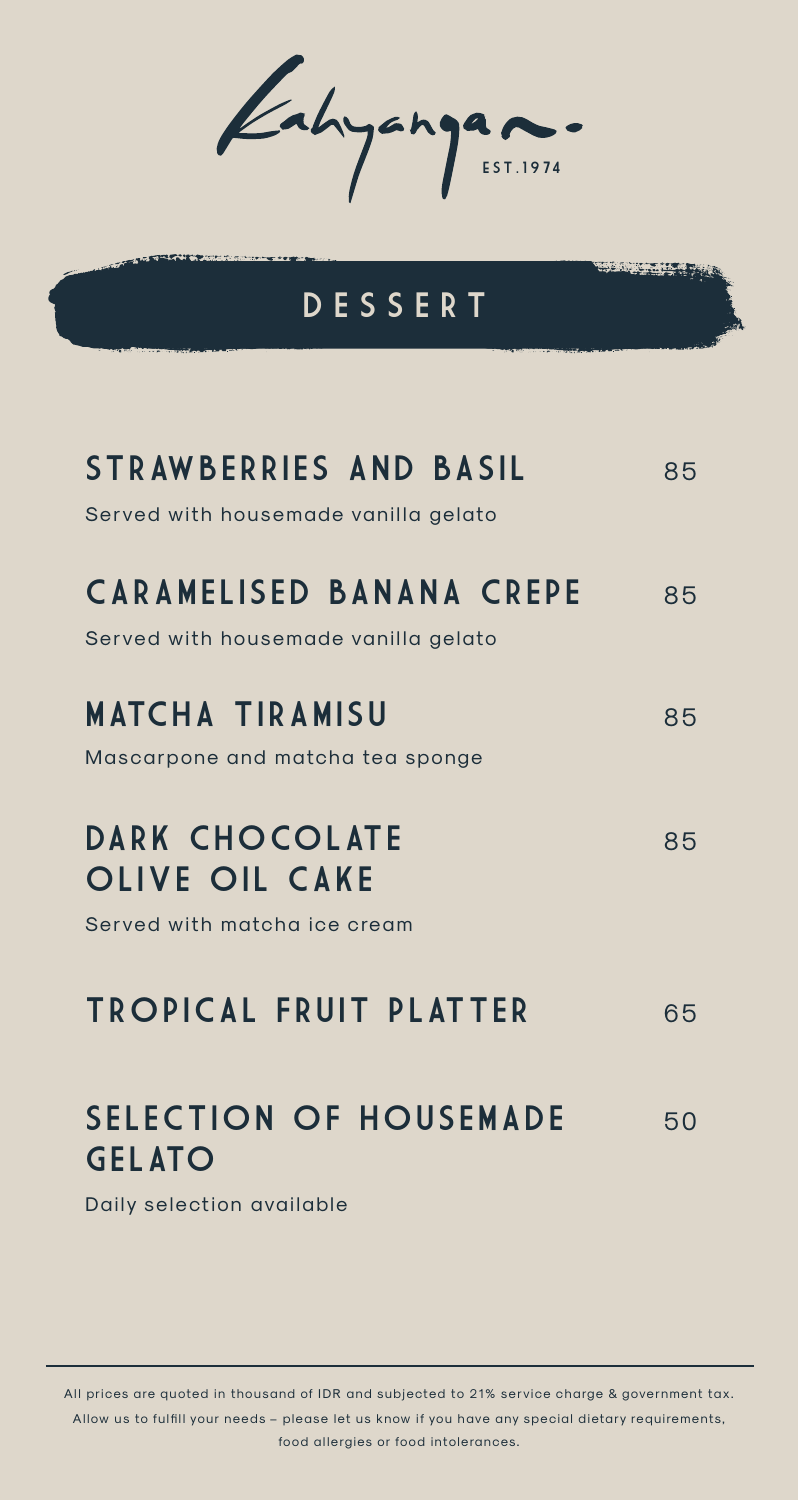Kahyangan
EST.1974

# DESSERT

## STRAWBERRIES AND BASIL — 85

Served with housemade vanilla gelato

## CARAMELISED BANANA CREPE — 85

Served with housemade vanilla gelato

## MATCHA TIRAMISU — 85

Mascarpone and matcha tea sponge

## DARK CHOCOLATE OLIVE OIL CAKE — 85

Served with matcha ice cream

## TROPICAL FRUIT PLATTER — 65

## SELECTION OF HOUSEMADE GELATO — 50

Daily selection available

---

All prices are quoted in thousand of IDR and subjected to 21% service charge & government tax. Allow us to fulfill your needs – please let us know if you have any special dietary requirements, food allergies or food intolerances.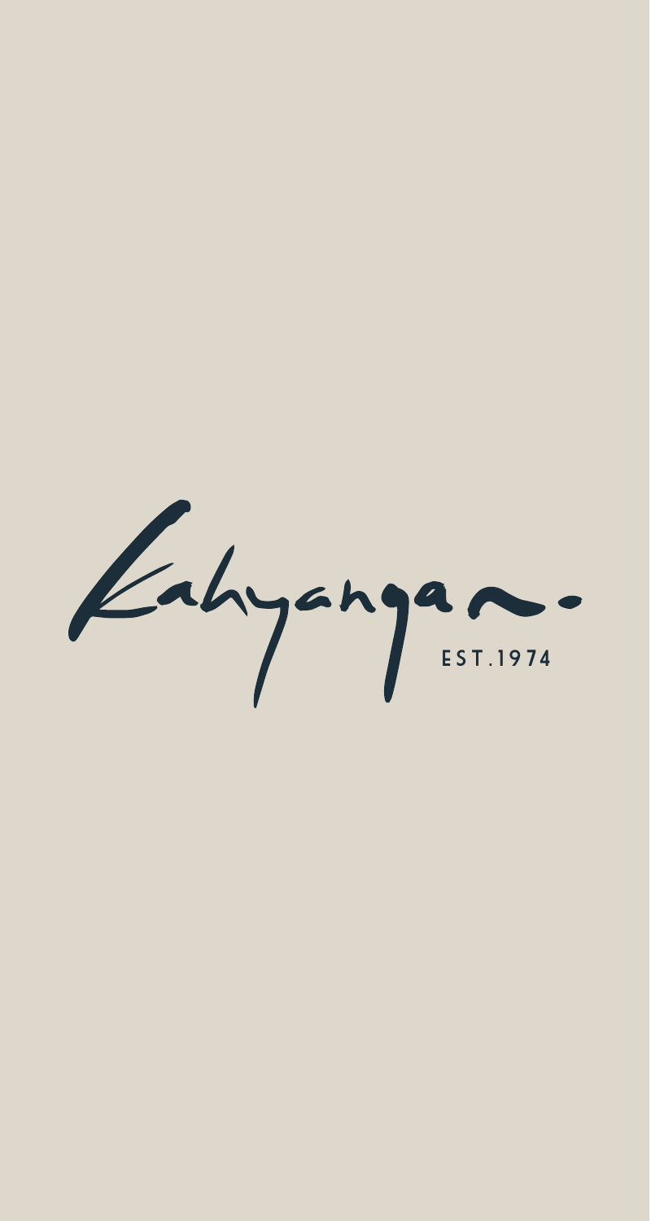Kahyangan

EST.1974